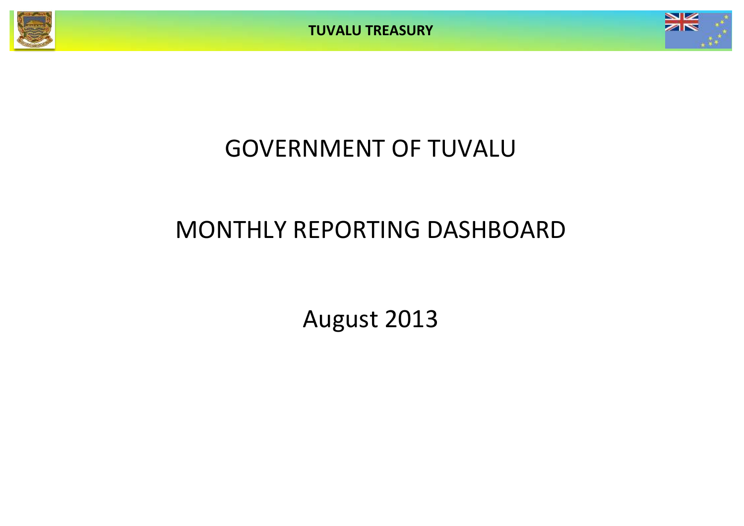TUVALU TREASURY

# GOVERNMENT OF TUVALU

# MONTHLY REPORTING DASHBOARD

## August 2013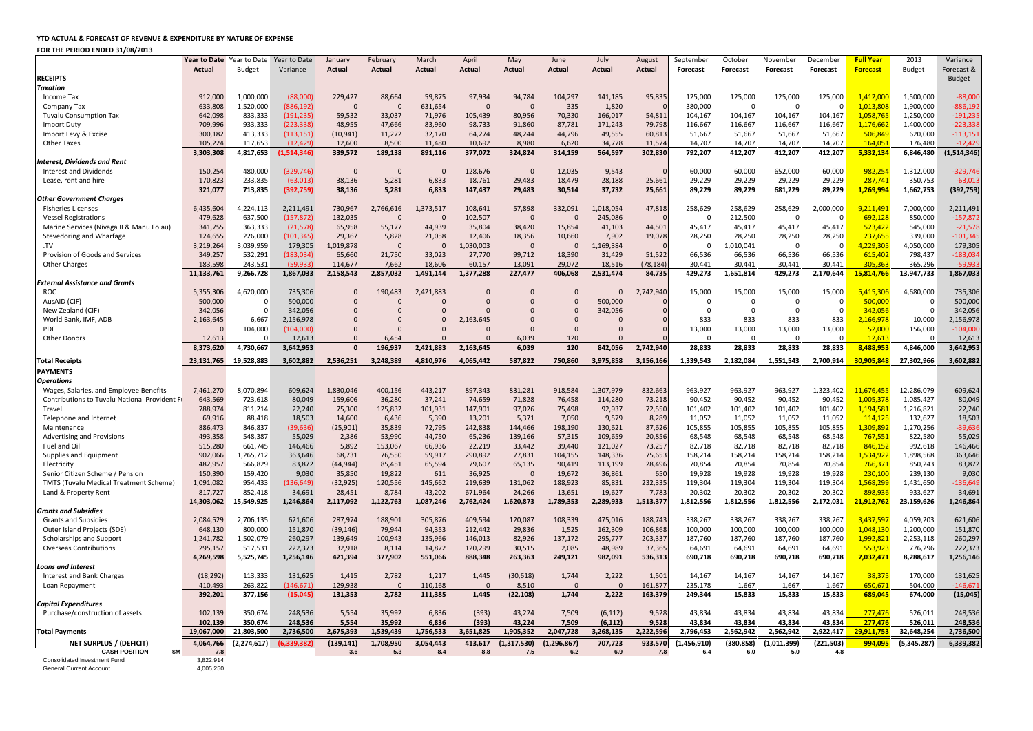**YTD ACTUAL & FORECAST OF REVENUE & EXPENDITURE BY NATURE OF EXPENSE**

**FOR THE PERIOD ENDED 31/08/2013**

| | Year to Date Actual | Year to Date Budget | Year to Date Variance | January Actual | February Actual | March Actual | April Actual | May Actual | June Actual | July Actual | August Actual | September Forecast | October Forecast | November Forecast | December Forecast | Full Year Forecast | 2013 Budget | Variance Forecast & Budget |
|---|---|---|---|---|---|---|---|---|---|---|---|---|---|---|---|---|---|---|
| **RECEIPTS** | | | | | | | | | | | | | | | | | | |
| ***Taxation*** | | | | | | | | | | | | | | | | | | |
| Income Tax | 912,000 | 1,000,000 | (88,000) | 229,427 | 88,664 | 59,875 | 97,934 | 94,784 | 104,297 | 141,185 | 95,835 | 125,000 | 125,000 | 125,000 | 125,000 | 1,412,000 | 1,500,000 | -88,000 |
| Company Tax | 633,808 | 1,520,000 | (886,192) | 0 | 0 | 631,654 | 0 | 0 | 335 | 1,820 | 0 | 380,000 | 0 | 0 | 0 | 1,013,808 | 1,900,000 | -886,192 |
| Tuvalu Consumption Tax | 642,098 | 833,333 | (191,235) | 59,532 | 33,037 | 71,976 | 105,439 | 80,956 | 70,330 | 166,017 | 54,811 | 104,167 | 104,167 | 104,167 | 104,167 | 1,058,765 | 1,250,000 | -191,235 |
| Import Duty | 709,996 | 933,333 | (223,338) | 48,955 | 47,666 | 83,960 | 98,733 | 91,860 | 87,781 | 171,243 | 79,798 | 116,667 | 116,667 | 116,667 | 116,667 | 1,176,662 | 1,400,000 | -223,338 |
| Import Levy & Excise | 300,182 | 413,333 | (113,151) | (10,941) | 11,272 | 32,170 | 64,274 | 48,244 | 44,796 | 49,555 | 60,813 | 51,667 | 51,667 | 51,667 | 51,667 | 506,849 | 620,000 | -113,151 |
| Other Taxes | 105,224 | 117,653 | (12,429) | 12,600 | 8,500 | 11,480 | 10,692 | 8,980 | 6,620 | 34,778 | 11,574 | 14,707 | 14,707 | 14,707 | 14,707 | 164,051 | 176,480 | -12,429 |
| | **3,303,308** | **4,817,653** | **(1,514,346)** | **339,572** | **189,138** | **891,116** | **377,072** | **324,824** | **314,159** | **564,597** | **302,830** | **792,207** | **412,207** | **412,207** | **412,207** | **5,332,134** | **6,846,480** | **(1,514,346)** |
| ***Interest, Dividends and Rent*** | | | | | | | | | | | | | | | | | | |
| Interest and Dividends | 150,254 | 480,000 | (329,746) | 0 | 0 | 0 | 128,676 | 0 | 12,035 | 9,543 | 0 | 60,000 | 60,000 | 652,000 | 60,000 | 982,254 | 1,312,000 | -329,746 |
| Lease, rent and hire | 170,823 | 233,835 | (63,013) | 38,136 | 5,281 | 6,833 | 18,761 | 29,483 | 18,479 | 28,188 | 25,661 | 29,229 | 29,229 | 29,229 | 29,229 | 287,741 | 350,753 | -63,013 |
| | **321,077** | **713,835** | **(392,759)** | **38,136** | **5,281** | **6,833** | **147,437** | **29,483** | **30,514** | **37,732** | **25,661** | **89,229** | **89,229** | **681,229** | **89,229** | **1,269,994** | **1,662,753** | **(392,759)** |
| ***Other Government Charges*** | | | | | | | | | | | | | | | | | | |
| Fisheries Licenses | 6,435,604 | 4,224,113 | 2,211,491 | 730,967 | 2,766,616 | 1,373,517 | 108,641 | 57,898 | 332,091 | 1,018,054 | 47,818 | 258,629 | 258,629 | 258,629 | 2,000,000 | 9,211,491 | 7,000,000 | 2,211,491 |
| Vessel Registrations | 479,628 | 637,500 | (157,872) | 132,035 | 0 | 0 | 102,507 | 0 | 0 | 245,086 | 0 | 0 | 212,500 | 0 | 0 | 692,128 | 850,000 | -157,872 |
| Marine Services (Nivaga II & Manu Folau) | 341,755 | 363,333 | (21,578) | 65,958 | 55,177 | 44,939 | 35,804 | 38,420 | 15,854 | 41,103 | 44,501 | 45,417 | 45,417 | 45,417 | 45,417 | 523,422 | 545,000 | -21,578 |
| Stevedoring and Wharfage | 124,655 | 226,000 | (101,345) | 29,367 | 5,828 | 21,058 | 12,406 | 18,356 | 10,660 | 7,902 | 19,078 | 28,250 | 28,250 | 28,250 | 28,250 | 237,655 | 339,000 | -101,345 |
| .TV | 3,219,264 | 3,039,959 | 179,305 | 1,019,878 | 0 | 0 | 1,030,003 | 0 | 0 | 1,169,384 | 0 | 0 | 1,010,041 | 0 | 0 | 4,229,305 | 4,050,000 | 179,305 |
| Provision of Goods and Services | 349,257 | 532,291 | (183,034) | 65,660 | 21,750 | 33,023 | 27,770 | 99,712 | 18,390 | 31,429 | 51,522 | 66,536 | 66,536 | 66,536 | 66,536 | 615,402 | 798,437 | -183,034 |
| Other Charges | 183,598 | 243,531 | (59,933) | 114,677 | 7,662 | 18,606 | 60,157 | 13,091 | 29,072 | 18,516 | (78,184) | 30,441 | 30,441 | 30,441 | 30,441 | 305,363 | 365,296 | -59,933 |
| | **11,133,761** | **9,266,728** | **1,867,033** | **2,158,543** | **2,857,032** | **1,491,144** | **1,377,288** | **227,477** | **406,068** | **2,531,474** | **84,735** | **429,273** | **1,651,814** | **429,273** | **2,170,644** | **15,814,766** | **13,947,733** | **1,867,033** |
| ***External Assistance and Grants*** | | | | | | | | | | | | | | | | | | |
| ROC | 5,355,306 | 4,620,000 | 735,306 | 0 | 190,483 | 2,421,883 | 0 | 0 | 0 | 0 | 2,742,940 | 15,000 | 15,000 | 15,000 | 15,000 | 5,415,306 | 4,680,000 | 735,306 |
| AusAID (CIF) | 500,000 | 0 | 500,000 | 0 | 0 | 0 | 0 | 0 | 0 | 500,000 | 0 | 0 | 0 | 0 | 0 | 500,000 | 0 | 500,000 |
| New Zealand (CIF) | 342,056 | 0 | 342,056 | 0 | 0 | 0 | 0 | 0 | 0 | 342,056 | 0 | 0 | 0 | 0 | 0 | 342,056 | 0 | 342,056 |
| World Bank, IMF, ADB | 2,163,645 | 6,667 | 2,156,978 | 0 | 0 | 0 | 2,163,645 | 0 | 0 | 0 | 0 | 833 | 833 | 833 | 833 | 2,166,978 | 10,000 | 2,156,978 |
| PDF | 0 | 104,000 | (104,000) | 0 | 0 | 0 | 0 | 0 | 0 | 0 | 0 | 13,000 | 13,000 | 13,000 | 13,000 | 52,000 | 156,000 | -104,000 |
| Other Donors | 12,613 | 0 | 12,613 | 0 | 6,454 | 0 | 0 | 6,039 | 120 | 0 | 0 | 0 | 0 | 0 | 0 | 12,613 | 0 | 12,613 |
| | **8,373,620** | **4,730,667** | **3,642,953** | **0** | **196,937** | **2,421,883** | **2,163,645** | **6,039** | **120** | **842,056** | **2,742,940** | **28,833** | **28,833** | **28,833** | **28,833** | **8,488,953** | **4,846,000** | **3,642,953** |
| **Total Receipts** | **23,131,765** | **19,528,883** | **3,602,882** | **2,536,251** | **3,248,389** | **4,810,976** | **4,065,442** | **587,822** | **750,860** | **3,975,858** | **3,156,166** | **1,339,543** | **2,182,084** | **1,551,543** | **2,700,914** | **30,905,848** | **27,302,966** | **3,602,882** |
| **PAYMENTS** | | | | | | | | | | | | | | | | | | |
| ***Operations*** | | | | | | | | | | | | | | | | | | |
| Wages, Salaries, and Employee Benefits | 7,461,270 | 8,070,894 | 609,624 | 1,830,046 | 400,156 | 443,217 | 897,343 | 831,281 | 918,584 | 1,307,979 | 832,663 | 963,927 | 963,927 | 963,927 | 1,323,402 | 11,676,455 | 12,286,079 | 609,624 |
| Contributions to Tuvalu National Provident F | 643,569 | 723,618 | 80,049 | 159,606 | 36,280 | 37,241 | 74,659 | 71,828 | 76,458 | 114,280 | 73,218 | 90,452 | 90,452 | 90,452 | 90,452 | 1,005,378 | 1,085,427 | 80,049 |
| Travel | 788,974 | 811,214 | 22,240 | 75,300 | 125,832 | 101,931 | 147,901 | 97,026 | 75,498 | 92,937 | 72,550 | 101,402 | 101,402 | 101,402 | 101,402 | 1,194,581 | 1,216,821 | 22,240 |
| Telephone and Internet | 69,916 | 88,418 | 18,503 | 14,600 | 6,436 | 5,390 | 13,201 | 5,371 | 7,050 | 9,579 | 8,289 | 11,052 | 11,052 | 11,052 | 11,052 | 114,125 | 132,627 | 18,503 |
| Maintenance | 886,473 | 846,837 | (39,636) | (25,901) | 35,839 | 72,795 | 242,838 | 144,466 | 198,190 | 130,621 | 87,626 | 105,855 | 105,855 | 105,855 | 105,855 | 1,309,892 | 1,270,256 | -39,636 |
| Advertising and Provisions | 493,358 | 548,387 | 55,029 | 2,386 | 53,990 | 44,750 | 65,236 | 139,166 | 57,315 | 109,659 | 20,856 | 68,548 | 68,548 | 68,548 | 68,548 | 767,551 | 822,580 | 55,029 |
| Fuel and Oil | 515,280 | 661,745 | 146,466 | 5,892 | 153,067 | 66,936 | 22,219 | 33,442 | 39,440 | 121,027 | 73,257 | 82,718 | 82,718 | 82,718 | 82,718 | 846,152 | 992,618 | 146,466 |
| Supplies and Equipment | 902,066 | 1,265,712 | 363,646 | 68,731 | 76,550 | 59,917 | 290,892 | 77,831 | 104,155 | 148,336 | 75,653 | 158,214 | 158,214 | 158,214 | 158,214 | 1,534,922 | 1,898,568 | 363,646 |
| Electricity | 482,957 | 566,829 | 83,872 | (44,944) | 85,451 | 65,594 | 79,607 | 65,135 | 90,419 | 113,199 | 28,496 | 70,854 | 70,854 | 70,854 | 70,854 | 766,371 | 850,243 | 83,872 |
| Senior Citizen Scheme / Pension | 150,390 | 159,420 | 9,030 | 35,850 | 19,822 | 611 | 36,925 | 0 | 19,672 | 36,861 | 650 | 19,928 | 19,928 | 19,928 | 19,928 | 230,100 | 239,130 | 9,030 |
| TMTS (Tuvalu Medical Treatment Scheme) | 1,091,082 | 954,433 | (136,649) | (32,925) | 120,556 | 145,662 | 219,639 | 131,062 | 188,923 | 85,831 | 232,335 | 119,304 | 119,304 | 119,304 | 119,304 | 1,568,299 | 1,431,650 | -136,649 |
| Land & Property Rent | 817,727 | 852,418 | 34,691 | 28,451 | 8,784 | 43,202 | 671,964 | 24,266 | 13,651 | 19,627 | 7,783 | 20,302 | 20,302 | 20,302 | 20,302 | 898,936 | 933,627 | 34,691 |
| | **14,303,062** | **15,549,925** | **1,246,864** | **2,117,092** | **1,122,763** | **1,087,246** | **2,762,424** | **1,620,873** | **1,789,353** | **2,289,933** | **1,513,377** | **1,812,556** | **1,812,556** | **1,812,556** | **2,172,031** | **21,912,762** | **23,159,626** | **1,246,864** |
| ***Grants and Subsidies*** | | | | | | | | | | | | | | | | | | |
| Grants and Subsidies | 2,084,529 | 2,706,135 | 621,606 | 287,974 | 188,901 | 305,876 | 409,594 | 120,087 | 108,339 | 475,016 | 188,743 | 338,267 | 338,267 | 338,267 | 338,267 | 3,437,597 | 4,059,203 | 621,606 |
| Outer Island Projects (SDE) | 648,130 | 800,000 | 151,870 | (39,146) | 79,944 | 94,353 | 212,442 | 29,836 | 1,525 | 162,309 | 106,868 | 100,000 | 100,000 | 100,000 | 100,000 | 1,048,130 | 1,200,000 | 151,870 |
| Scholarships and Support | 1,241,782 | 1,502,079 | 260,297 | 139,649 | 100,943 | 135,966 | 146,013 | 82,926 | 137,172 | 295,777 | 203,337 | 187,760 | 187,760 | 187,760 | 187,760 | 1,992,821 | 2,253,118 | 260,297 |
| Overseas Contributions | 295,157 | 517,531 | 222,373 | 32,918 | 8,114 | 14,872 | 120,299 | 30,515 | 2,085 | 48,989 | 37,365 | 64,691 | 64,691 | 64,691 | 64,691 | 553,923 | 776,296 | 222,373 |
| | **4,269,598** | **5,525,745** | **1,256,146** | **421,394** | **377,902** | **551,066** | **888,348** | **263,363** | **249,121** | **982,091** | **536,313** | **690,718** | **690,718** | **690,718** | **690,718** | **7,032,471** | **8,288,617** | **1,256,146** |
| ***Loans and Interest*** | | | | | | | | | | | | | | | | | | |
| Interest and Bank Charges | (18,292) | 113,333 | 131,625 | 1,415 | 2,782 | 1,217 | 1,445 | (30,618) | 1,744 | 2,222 | 1,501 | 14,167 | 14,167 | 14,167 | 14,167 | 38,375 | 170,000 | 131,625 |
| Loan Repayment | 410,493 | 263,822 | (146,671) | 129,938 | 0 | 110,168 | 0 | 8,510 | 0 | 0 | 161,877 | 235,178 | 1,667 | 1,667 | 1,667 | 650,671 | 504,000 | -146,671 |
| | **392,201** | **377,156** | **(15,045)** | **131,353** | **2,782** | **111,385** | **1,445** | **(22,108)** | **1,744** | **2,222** | **163,379** | **249,344** | **15,833** | **15,833** | **15,833** | **689,045** | **674,000** | **(15,045)** |
| ***Capital Expenditures*** | | | | | | | | | | | | | | | | | | |
| Purchase/construction of assets | 102,139 | 350,674 | 248,536 | 5,554 | 35,992 | 6,836 | (393) | 43,224 | 7,509 | (6,112) | 9,528 | 43,834 | 43,834 | 43,834 | 43,834 | 277,476 | 526,011 | 248,536 |
| | **102,139** | **350,674** | **248,536** | **5,554** | **35,992** | **6,836** | **(393)** | **43,224** | **7,509** | **(6,112)** | **9,528** | **43,834** | **43,834** | **43,834** | **43,834** | **277,476** | **526,011** | **248,536** |
| **Total Payments** | **19,067,000** | **21,803,500** | **2,736,500** | **2,675,393** | **1,539,439** | **1,756,533** | **3,651,825** | **1,905,352** | **2,047,728** | **3,268,135** | **2,222,596** | **2,796,453** | **2,562,942** | **2,562,942** | **2,922,417** | **29,911,753** | **32,648,254** | **2,736,500** |
| **NET SURPLUS / (DEFICIT)** | **4,064,766** | **(2,274,617)** | **(6,339,382)** | **(139,141)** | **1,708,950** | **3,054,443** | **413,617** | **(1,317,530)** | **(1,296,867)** | **707,723** | **933,570** | **(1,456,910)** | **(380,858)** | **(1,011,399)** | **(221,503)** | **994,095** | **(5,345,287)** | **6,339,382** |
| **CASH POSITION $M** | **7.8** | | | **3.6** | **5.3** | **8.4** | **8.8** | **7.5** | **6.2** | **6.9** | **7.8** | **6.4** | **6.0** | **5.0** | **4.8** | | | |
| Consolidated Investment Fund | 3,822,914 | | | | | | | | | | | | | | | | | |
| General Current Account | 4,005,250 | | | | | | | | | | | | | | | | | |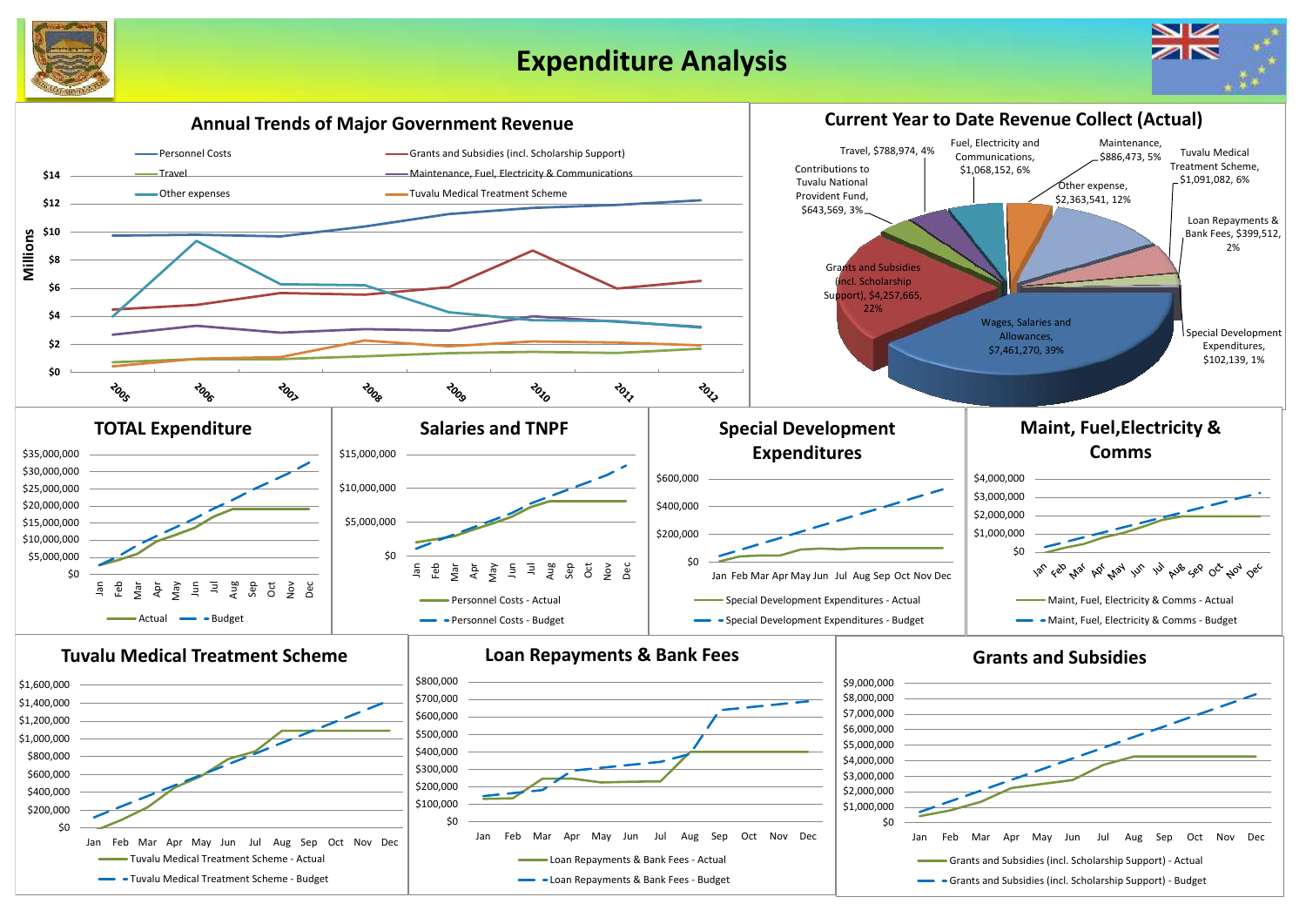# Expenditure Analysis

## Annual Trends of Major Government Revenue

Millions

$14, $12, $10, $8, $6, $4, $2, $0

2005, 2006, 2007, 2008, 2009, 2010, 2011, 2012

- Personnel Costs
- Grants and Subsidies (incl. Scholarship Support)
- Travel
- Maintenance, Fuel, Electricity & Communications
- Other expenses
- Tuvalu Medical Treatment Scheme

## Current Year to Date Revenue Collect (Actual)

- Wages, Salaries and Allowances, $7,461,270, 39%
- Grants and Subsidies (incl. Scholarship Support), $4,257,665, 22%
- Contributions to Tuvalu National Provident Fund, $643,569, 3%
- Travel, $788,974, 4%
- Fuel, Electricity and Communications, $1,068,152, 6%
- Maintenance, $886,473, 5%
- Other expense, $2,363,541, 12%
- Tuvalu Medical Treatment Scheme, $1,091,082, 6%
- Loan Repayments & Bank Fees, $399,512, 2%
- Special Development Expenditures, $102,139, 1%

## TOTAL Expenditure

$35,000,000, $30,000,000, $25,000,000, $20,000,000, $15,000,000, $10,000,000, $5,000,000, $0

Jan, Feb, Mar, Apr, May, Jun, Jul, Aug, Sep, Oct, Nov, Dec

- Actual
- Budget

## Salaries and TNPF

$15,000,000, $10,000,000, $5,000,000, $0

Jan, Feb, Mar, Apr, May, Jun, Jul, Aug, Sep, Oct, Nov, Dec

- Personnel Costs - Actual
- Personnel Costs - Budget

## Special Development Expenditures

$600,000, $400,000, $200,000, $0

Jan, Feb, Mar, Apr, May, Jun, Jul, Aug, Sep, Oct, Nov, Dec

- Special Development Expenditures - Actual
- Special Development Expenditures - Budget

## Maint, Fuel,Electricity & Comms

$4,000,000, $3,000,000, $2,000,000, $1,000,000, $0

Jan, Feb, Mar, Apr, May, Jun, Jul, Aug, Sep, Oct, Nov, Dec

- Maint, Fuel, Electricity & Comms - Actual
- Maint, Fuel, Electricity & Comms - Budget

## Tuvalu Medical Treatment Scheme

$1,600,000, $1,400,000, $1,200,000, $1,000,000, $800,000, $600,000, $400,000, $200,000, $0

Jan, Feb, Mar, Apr, May, Jun, Jul, Aug, Sep, Oct, Nov, Dec

- Tuvalu Medical Treatment Scheme - Actual
- Tuvalu Medical Treatment Scheme - Budget

## Loan Repayments & Bank Fees

$800,000, $700,000, $600,000, $500,000, $400,000, $300,000, $200,000, $100,000, $0

Jan, Feb, Mar, Apr, May, Jun, Jul, Aug, Sep, Oct, Nov, Dec

- Loan Repayments & Bank Fees - Actual
- Loan Repayments & Bank Fees - Budget

## Grants and Subsidies

$9,000,000, $8,000,000, $7,000,000, $6,000,000, $5,000,000, $4,000,000, $3,000,000, $2,000,000, $1,000,000, $0

Jan, Feb, Mar, Apr, May, Jun, Jul, Aug, Sep, Oct, Nov, Dec

- Grants and Subsidies (incl. Scholarship Support) - Actual
- Grants and Subsidies (incl. Scholarship Support) - Budget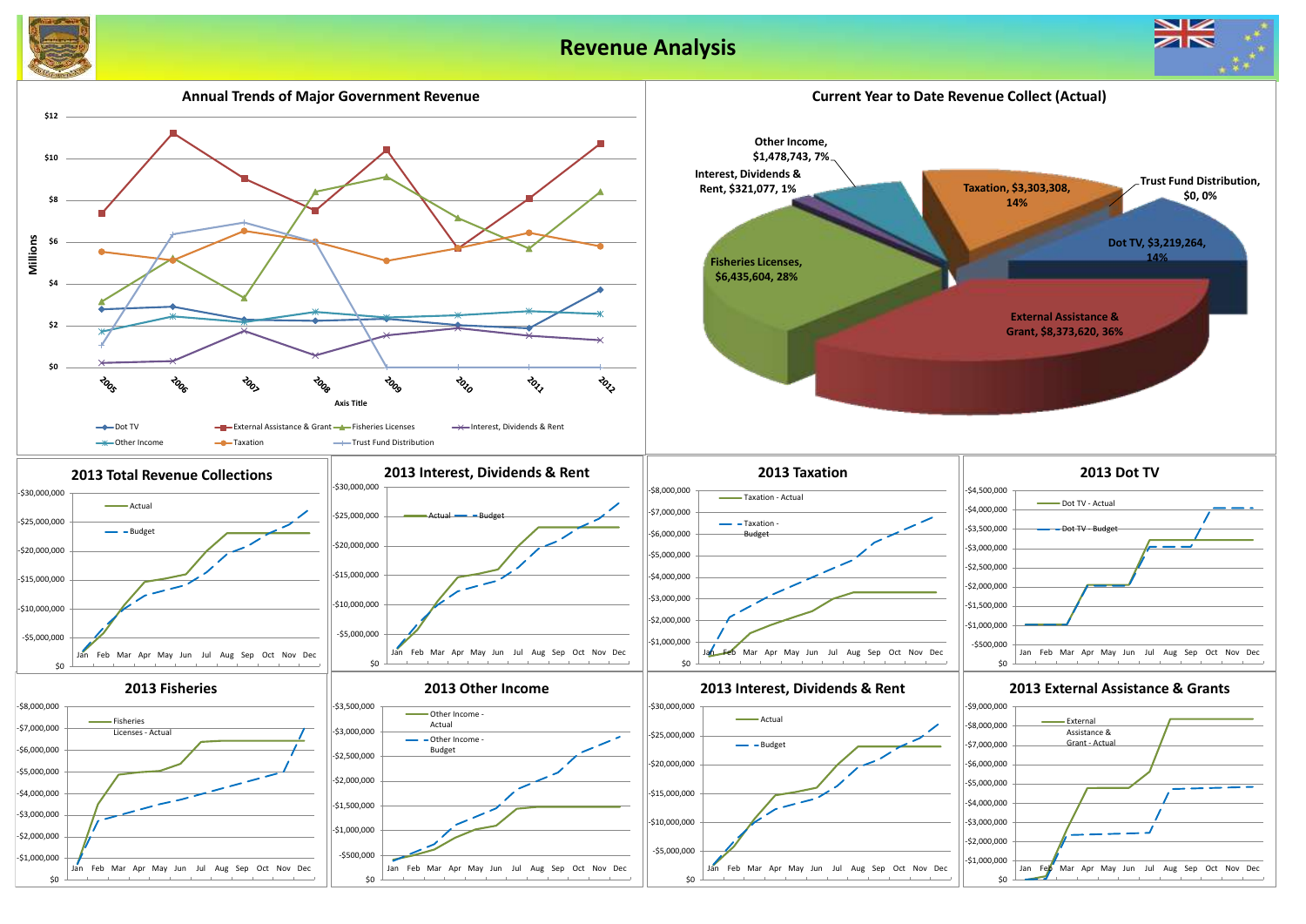# Revenue Analysis

## Annual Trends of Major Government Revenue

Millions

$12, $10, $8, $6, $4, $2, $0

2005, 2006, 2007, 2008, 2009, 2010, 2011, 2012

Axis Title

Dot TV, External Assistance & Grant, Fisheries Licenses, Interest, Dividends & Rent, Other Income, Taxation, Trust Fund Distribution

## Current Year to Date Revenue Collect (Actual)

- Other Income, $1,478,743, 7%
- Interest, Dividends & Rent, $321,077, 1%
- Taxation, $3,303,308, 14%
- Trust Fund Distribution, $0, 0%
- Dot TV, $3,219,264, 14%
- Fisheries Licenses, $6,435,604, 28%
- External Assistance & Grant, $8,373,620, 36%

## 2013 Total Revenue Collections

Actual / Budget

-$30,000,000, -$25,000,000, -$20,000,000, -$15,000,000, -$10,000,000, -$5,000,000, $0

Jan, Feb, Mar, Apr, May, Jun, Jul, Aug, Sep, Oct, Nov, Dec

## 2013 Interest, Dividends & Rent

Actual / Budget

-$30,000,000, -$25,000,000, -$20,000,000, -$15,000,000, -$10,000,000, -$5,000,000, $0

Jan, Feb, Mar, Apr, May, Jun, Jul, Aug, Sep, Oct, Nov, Dec

## 2013 Taxation

Taxation - Actual / Taxation - Budget

-$8,000,000, -$7,000,000, -$6,000,000, -$5,000,000, -$4,000,000, -$3,000,000, -$2,000,000, -$1,000,000, $0

Jan, Feb, Mar, Apr, May, Jun, Jul, Aug, Sep, Oct, Nov, Dec

## 2013 Dot TV

Dot TV - Actual / Dot TV - Budget

-$4,500,000, -$4,000,000, -$3,500,000, -$3,000,000, -$2,500,000, -$2,000,000, -$1,500,000, -$1,000,000, -$500,000, $0

Jan, Feb, Mar, Apr, May, Jun, Jul, Aug, Sep, Oct, Nov, Dec

## 2013 Fisheries

Fisheries Licenses - Actual

-$8,000,000, -$7,000,000, -$6,000,000, -$5,000,000, -$4,000,000, -$3,000,000, -$2,000,000, -$1,000,000, $0

Jan, Feb, Mar, Apr, May, Jun, Jul, Aug, Sep, Oct, Nov, Dec

## 2013 Other Income

Other Income - Actual / Other Income - Budget

-$3,500,000, -$3,000,000, -$2,500,000, -$2,000,000, -$1,500,000, -$1,000,000, -$500,000, $0

Jan, Feb, Mar, Apr, May, Jun, Jul, Aug, Sep, Oct, Nov, Dec

## 2013 Interest, Dividends & Rent

Actual / Budget

-$30,000,000, -$25,000,000, -$20,000,000, -$15,000,000, -$10,000,000, -$5,000,000, $0

Jan, Feb, Mar, Apr, May, Jun, Jul, Aug, Sep, Oct, Nov, Dec

## 2013 External Assistance & Grants

External Assistance & Grant - Actual

-$9,000,000, -$8,000,000, -$7,000,000, -$6,000,000, -$5,000,000, -$4,000,000, -$3,000,000, -$2,000,000, -$1,000,000, $0

Jan, Feb, Mar, Apr, May, Jun, Jul, Aug, Sep, Oct, Nov, Dec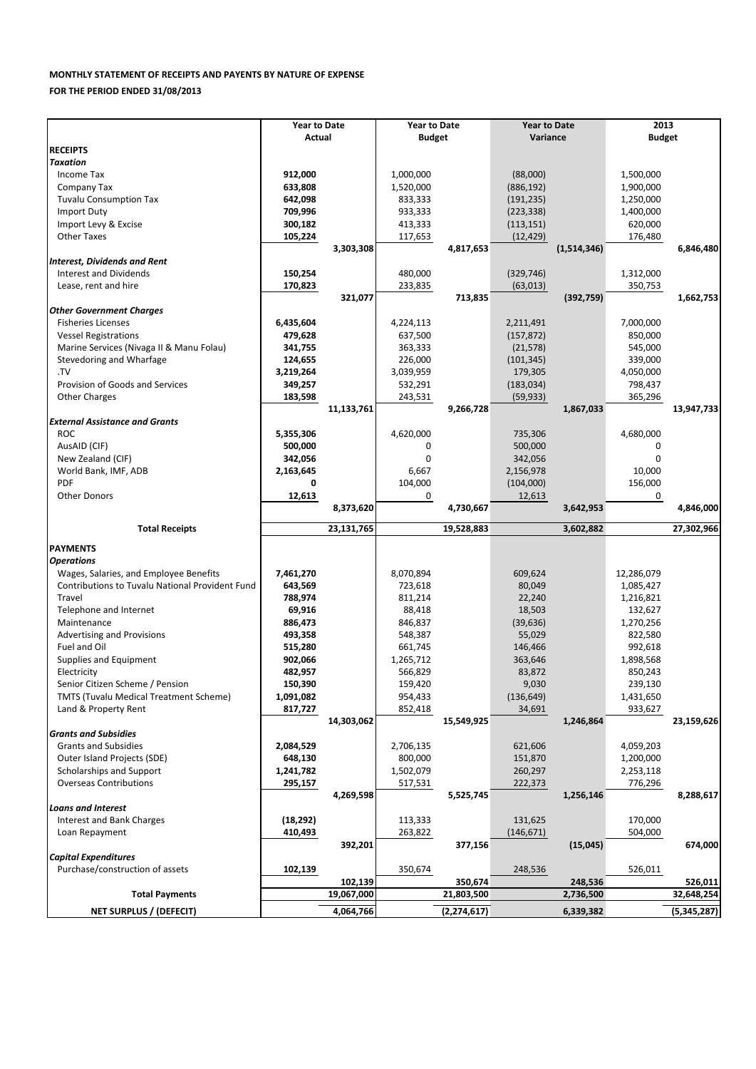**MONTHLY STATEMENT OF RECEIPTS AND PAYENTS BY NATURE OF EXPENSE**

**FOR THE PERIOD ENDED 31/08/2013**

| | Year to Date Actual | | Year to Date Budget | | Year to Date Variance | | 2013 Budget | |
|---|---|---|---|---|---|---|---|---|
| **RECEIPTS** | | | | | | | | |
| ***Taxation*** | | | | | | | | |
| Income Tax | **912,000** | | 1,000,000 | | (88,000) | | 1,500,000 | |
| Company Tax | **633,808** | | 1,520,000 | | (886,192) | | 1,900,000 | |
| Tuvalu Consumption Tax | **642,098** | | 833,333 | | (191,235) | | 1,250,000 | |
| Import Duty | **709,996** | | 933,333 | | (223,338) | | 1,400,000 | |
| Import Levy & Excise | **300,182** | | 413,333 | | (113,151) | | 620,000 | |
| Other Taxes | **105,224** | | 117,653 | | (12,429) | | 176,480 | |
| | | **3,303,308** | | **4,817,653** | | **(1,514,346)** | | **6,846,480** |
| ***Interest, Dividends and Rent*** | | | | | | | | |
| Interest and Dividends | **150,254** | | 480,000 | | (329,746) | | 1,312,000 | |
| Lease, rent and hire | **170,823** | | 233,835 | | (63,013) | | 350,753 | |
| | | **321,077** | | **713,835** | | **(392,759)** | | **1,662,753** |
| ***Other Government Charges*** | | | | | | | | |
| Fisheries Licenses | **6,435,604** | | 4,224,113 | | 2,211,491 | | 7,000,000 | |
| Vessel Registrations | **479,628** | | 637,500 | | (157,872) | | 850,000 | |
| Marine Services (Nivaga II & Manu Folau) | **341,755** | | 363,333 | | (21,578) | | 545,000 | |
| Stevedoring and Wharfage | **124,655** | | 226,000 | | (101,345) | | 339,000 | |
| .TV | **3,219,264** | | 3,039,959 | | 179,305 | | 4,050,000 | |
| Provision of Goods and Services | **349,257** | | 532,291 | | (183,034) | | 798,437 | |
| Other Charges | **183,598** | | 243,531 | | (59,933) | | 365,296 | |
| | | **11,133,761** | | **9,266,728** | | **1,867,033** | | **13,947,733** |
| ***External Assistance and Grants*** | | | | | | | | |
| ROC | **5,355,306** | | 4,620,000 | | 735,306 | | 4,680,000 | |
| AusAID (CIF) | **500,000** | | 0 | | 500,000 | | 0 | |
| New Zealand (CIF) | **342,056** | | 0 | | 342,056 | | 0 | |
| World Bank, IMF, ADB | **2,163,645** | | 6,667 | | 2,156,978 | | 10,000 | |
| PDF | **0** | | 104,000 | | (104,000) | | 156,000 | |
| Other Donors | **12,613** | | 0 | | 12,613 | | 0 | |
| | | **8,373,620** | | **4,730,667** | | **3,642,953** | | **4,846,000** |
| **Total Receipts** | | **23,131,765** | | **19,528,883** | | **3,602,882** | | **27,302,966** |
| **PAYMENTS** | | | | | | | | |
| ***Operations*** | | | | | | | | |
| Wages, Salaries, and Employee Benefits | **7,461,270** | | 8,070,894 | | 609,624 | | 12,286,079 | |
| Contributions to Tuvalu National Provident Fund | **643,569** | | 723,618 | | 80,049 | | 1,085,427 | |
| Travel | **788,974** | | 811,214 | | 22,240 | | 1,216,821 | |
| Telephone and Internet | **69,916** | | 88,418 | | 18,503 | | 132,627 | |
| Maintenance | **886,473** | | 846,837 | | (39,636) | | 1,270,256 | |
| Advertising and Provisions | **493,358** | | 548,387 | | 55,029 | | 822,580 | |
| Fuel and Oil | **515,280** | | 661,745 | | 146,466 | | 992,618 | |
| Supplies and Equipment | **902,066** | | 1,265,712 | | 363,646 | | 1,898,568 | |
| Electricity | **482,957** | | 566,829 | | 83,872 | | 850,243 | |
| Senior Citizen Scheme / Pension | **150,390** | | 159,420 | | 9,030 | | 239,130 | |
| TMTS (Tuvalu Medical Treatment Scheme) | **1,091,082** | | 954,433 | | (136,649) | | 1,431,650 | |
| Land & Property Rent | **817,727** | | 852,418 | | 34,691 | | 933,627 | |
| | | **14,303,062** | | **15,549,925** | | **1,246,864** | | **23,159,626** |
| ***Grants and Subsidies*** | | | | | | | | |
| Grants and Subsidies | **2,084,529** | | 2,706,135 | | 621,606 | | 4,059,203 | |
| Outer Island Projects (SDE) | **648,130** | | 800,000 | | 151,870 | | 1,200,000 | |
| Scholarships and Support | **1,241,782** | | 1,502,079 | | 260,297 | | 2,253,118 | |
| Overseas Contributions | **295,157** | | 517,531 | | 222,373 | | 776,296 | |
| | | **4,269,598** | | **5,525,745** | | **1,256,146** | | **8,288,617** |
| ***Loans and Interest*** | | | | | | | | |
| Interest and Bank Charges | **(18,292)** | | 113,333 | | 131,625 | | 170,000 | |
| Loan Repayment | **410,493** | | 263,822 | | (146,671) | | 504,000 | |
| | | **392,201** | | **377,156** | | **(15,045)** | | **674,000** |
| ***Capital Expenditures*** | | | | | | | | |
| Purchase/construction of assets | **102,139** | | 350,674 | | 248,536 | | 526,011 | |
| | | **102,139** | | **350,674** | | **248,536** | | **526,011** |
| **Total Payments** | | **19,067,000** | | **21,803,500** | | **2,736,500** | | **32,648,254** |
| **NET SURPLUS / (DEFECIT)** | | **4,064,766** | | **(2,274,617)** | | **6,339,382** | | **(5,345,287)** |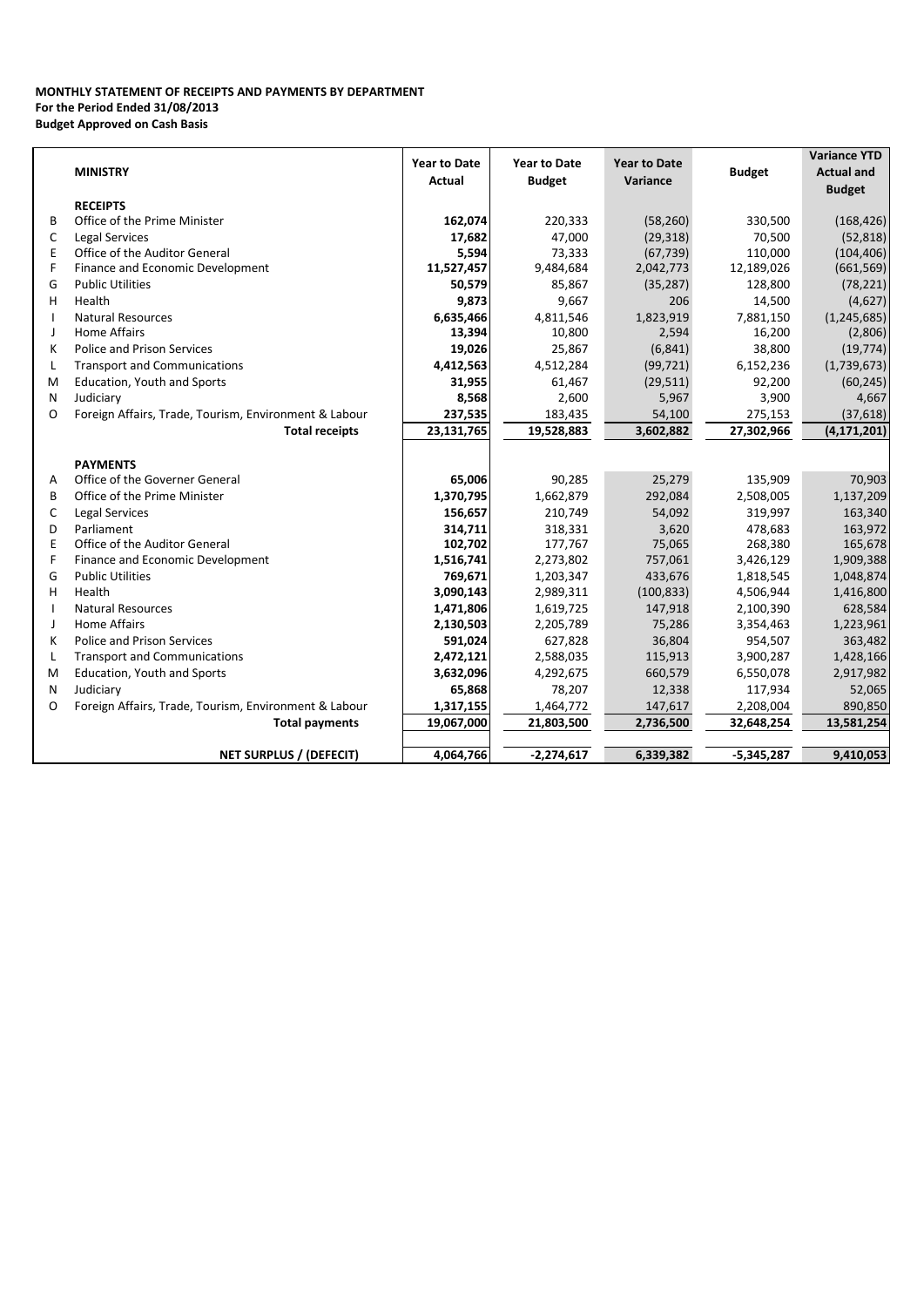**MONTHLY STATEMENT OF RECEIPTS AND PAYMENTS BY DEPARTMENT**
**For the Period Ended 31/08/2013**
**Budget Approved on Cash Basis**

| | MINISTRY | Year to Date Actual | Year to Date Budget | Year to Date Variance | Budget | Variance YTD Actual and Budget |
|---|---|---|---|---|---|---|
| | **RECEIPTS** | | | | | |
| B | Office of the Prime Minister | **162,074** | 220,333 | (58,260) | 330,500 | (168,426) |
| C | Legal Services | **17,682** | 47,000 | (29,318) | 70,500 | (52,818) |
| E | Office of the Auditor General | **5,594** | 73,333 | (67,739) | 110,000 | (104,406) |
| F | Finance and Economic Development | **11,527,457** | 9,484,684 | 2,042,773 | 12,189,026 | (661,569) |
| G | Public Utilities | **50,579** | 85,867 | (35,287) | 128,800 | (78,221) |
| H | Health | **9,873** | 9,667 | 206 | 14,500 | (4,627) |
| I | Natural Resources | **6,635,466** | 4,811,546 | 1,823,919 | 7,881,150 | (1,245,685) |
| J | Home Affairs | **13,394** | 10,800 | 2,594 | 16,200 | (2,806) |
| K | Police and Prison Services | **19,026** | 25,867 | (6,841) | 38,800 | (19,774) |
| L | Transport and Communications | **4,412,563** | 4,512,284 | (99,721) | 6,152,236 | (1,739,673) |
| M | Education, Youth and Sports | **31,955** | 61,467 | (29,511) | 92,200 | (60,245) |
| N | Judiciary | **8,568** | 2,600 | 5,967 | 3,900 | 4,667 |
| O | Foreign Affairs, Trade, Tourism, Environment & Labour | **237,535** | 183,435 | 54,100 | 275,153 | (37,618) |
| | **Total receipts** | **23,131,765** | **19,528,883** | **3,602,882** | **27,302,966** | **(4,171,201)** |
| | **PAYMENTS** | | | | | |
| A | Office of the Governer General | **65,006** | 90,285 | 25,279 | 135,909 | 70,903 |
| B | Office of the Prime Minister | **1,370,795** | 1,662,879 | 292,084 | 2,508,005 | 1,137,209 |
| C | Legal Services | **156,657** | 210,749 | 54,092 | 319,997 | 163,340 |
| D | Parliament | **314,711** | 318,331 | 3,620 | 478,683 | 163,972 |
| E | Office of the Auditor General | **102,702** | 177,767 | 75,065 | 268,380 | 165,678 |
| F | Finance and Economic Development | **1,516,741** | 2,273,802 | 757,061 | 3,426,129 | 1,909,388 |
| G | Public Utilities | **769,671** | 1,203,347 | 433,676 | 1,818,545 | 1,048,874 |
| H | Health | **3,090,143** | 2,989,311 | (100,833) | 4,506,944 | 1,416,800 |
| I | Natural Resources | **1,471,806** | 1,619,725 | 147,918 | 2,100,390 | 628,584 |
| J | Home Affairs | **2,130,503** | 2,205,789 | 75,286 | 3,354,463 | 1,223,961 |
| K | Police and Prison Services | **591,024** | 627,828 | 36,804 | 954,507 | 363,482 |
| L | Transport and Communications | **2,472,121** | 2,588,035 | 115,913 | 3,900,287 | 1,428,166 |
| M | Education, Youth and Sports | **3,632,096** | 4,292,675 | 660,579 | 6,550,078 | 2,917,982 |
| N | Judiciary | **65,868** | 78,207 | 12,338 | 117,934 | 52,065 |
| O | Foreign Affairs, Trade, Tourism, Environment & Labour | **1,317,155** | 1,464,772 | 147,617 | 2,208,004 | 890,850 |
| | **Total payments** | **19,067,000** | **21,803,500** | **2,736,500** | **32,648,254** | **13,581,254** |
| | **NET SURPLUS / (DEFECIT)** | **4,064,766** | **-2,274,617** | **6,339,382** | **-5,345,287** | **9,410,053** |